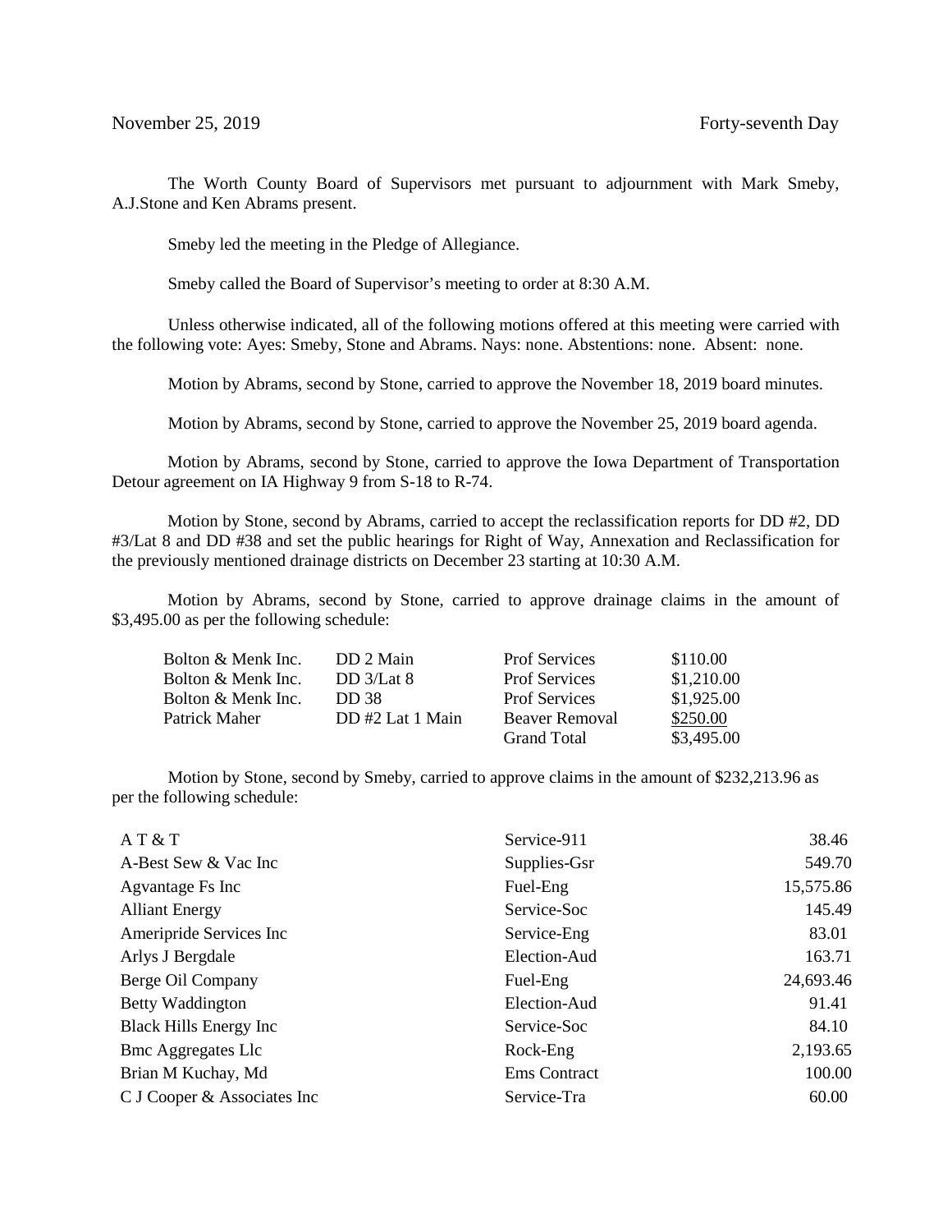November 25, 2019 Forty-seventh Day

The Worth County Board of Supervisors met pursuant to adjournment with Mark Smeby, A.J.Stone and Ken Abrams present.

Smeby led the meeting in the Pledge of Allegiance.

Smeby called the Board of Supervisor's meeting to order at 8:30 A.M.

Unless otherwise indicated, all of the following motions offered at this meeting were carried with the following vote: Ayes: Smeby, Stone and Abrams. Nays: none. Abstentions: none. Absent: none.

Motion by Abrams, second by Stone, carried to approve the November 18, 2019 board minutes.

Motion by Abrams, second by Stone, carried to approve the November 25, 2019 board agenda.

Motion by Abrams, second by Stone, carried to approve the Iowa Department of Transportation Detour agreement on IA Highway 9 from S-18 to R-74.

Motion by Stone, second by Abrams, carried to accept the reclassification reports for DD #2, DD #3/Lat 8 and DD #38 and set the public hearings for Right of Way, Annexation and Reclassification for the previously mentioned drainage districts on December 23 starting at 10:30 A.M.

Motion by Abrams, second by Stone, carried to approve drainage claims in the amount of $3,495.00 as per the following schedule:

| | | | |
|---|---|---|---|
| Bolton & Menk Inc. | DD 2 Main | Prof Services | $110.00 |
| Bolton & Menk Inc. | DD 3/Lat 8 | Prof Services | $1,210.00 |
| Bolton & Menk Inc. | DD 38 | Prof Services | $1,925.00 |
| Patrick Maher | DD #2 Lat 1 Main | Beaver Removal | $250.00 |
| | | Grand Total | $3,495.00 |

Motion by Stone, second by Smeby, carried to approve claims in the amount of $232,213.96 as per the following schedule:

| | | |
|---|---|---|
| A T & T | Service-911 | 38.46 |
| A-Best Sew & Vac Inc | Supplies-Gsr | 549.70 |
| Agvantage Fs Inc | Fuel-Eng | 15,575.86 |
| Alliant Energy | Service-Soc | 145.49 |
| Ameripride Services Inc | Service-Eng | 83.01 |
| Arlys J Bergdale | Election-Aud | 163.71 |
| Berge Oil Company | Fuel-Eng | 24,693.46 |
| Betty Waddington | Election-Aud | 91.41 |
| Black Hills Energy Inc | Service-Soc | 84.10 |
| Bmc Aggregates Llc | Rock-Eng | 2,193.65 |
| Brian M Kuchay, Md | Ems Contract | 100.00 |
| C J Cooper & Associates Inc | Service-Tra | 60.00 |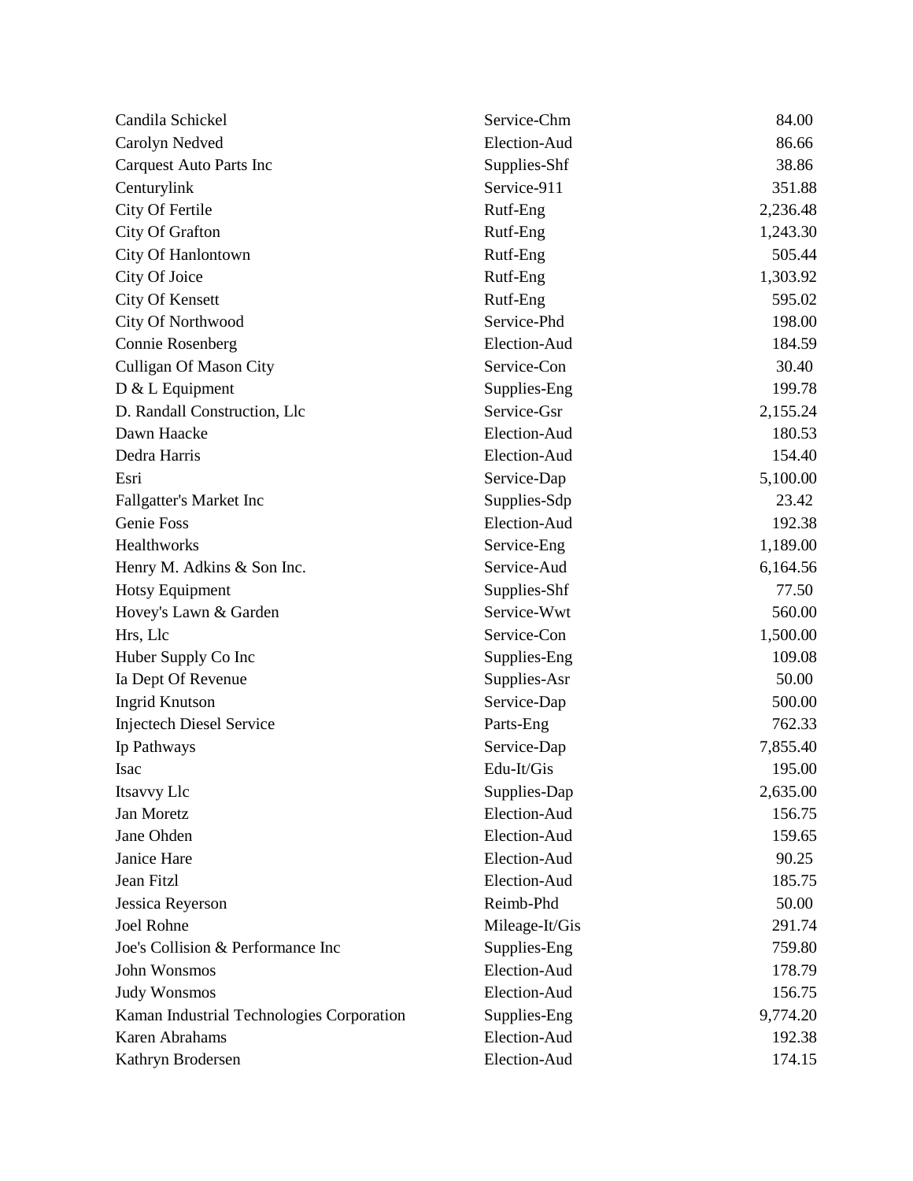| | | |
|---|---|---|
| Candila Schickel | Service-Chm | 84.00 |
| Carolyn Nedved | Election-Aud | 86.66 |
| Carquest Auto Parts Inc | Supplies-Shf | 38.86 |
| Centurylink | Service-911 | 351.88 |
| City Of Fertile | Rutf-Eng | 2,236.48 |
| City Of Grafton | Rutf-Eng | 1,243.30 |
| City Of Hanlontown | Rutf-Eng | 505.44 |
| City Of Joice | Rutf-Eng | 1,303.92 |
| City Of Kensett | Rutf-Eng | 595.02 |
| City Of Northwood | Service-Phd | 198.00 |
| Connie Rosenberg | Election-Aud | 184.59 |
| Culligan Of Mason City | Service-Con | 30.40 |
| D & L Equipment | Supplies-Eng | 199.78 |
| D. Randall Construction, Llc | Service-Gsr | 2,155.24 |
| Dawn Haacke | Election-Aud | 180.53 |
| Dedra Harris | Election-Aud | 154.40 |
| Esri | Service-Dap | 5,100.00 |
| Fallgatter's Market Inc | Supplies-Sdp | 23.42 |
| Genie Foss | Election-Aud | 192.38 |
| Healthworks | Service-Eng | 1,189.00 |
| Henry M. Adkins & Son Inc. | Service-Aud | 6,164.56 |
| Hotsy Equipment | Supplies-Shf | 77.50 |
| Hovey's Lawn & Garden | Service-Wwt | 560.00 |
| Hrs, Llc | Service-Con | 1,500.00 |
| Huber Supply Co Inc | Supplies-Eng | 109.08 |
| Ia Dept Of Revenue | Supplies-Asr | 50.00 |
| Ingrid Knutson | Service-Dap | 500.00 |
| Injectech Diesel Service | Parts-Eng | 762.33 |
| Ip Pathways | Service-Dap | 7,855.40 |
| Isac | Edu-It/Gis | 195.00 |
| Itsavvy Llc | Supplies-Dap | 2,635.00 |
| Jan Moretz | Election-Aud | 156.75 |
| Jane Ohden | Election-Aud | 159.65 |
| Janice Hare | Election-Aud | 90.25 |
| Jean Fitzl | Election-Aud | 185.75 |
| Jessica Reyerson | Reimb-Phd | 50.00 |
| Joel Rohne | Mileage-It/Gis | 291.74 |
| Joe's Collision & Performance Inc | Supplies-Eng | 759.80 |
| John Wonsmos | Election-Aud | 178.79 |
| Judy Wonsmos | Election-Aud | 156.75 |
| Kaman Industrial Technologies Corporation | Supplies-Eng | 9,774.20 |
| Karen Abrahams | Election-Aud | 192.38 |
| Kathryn Brodersen | Election-Aud | 174.15 |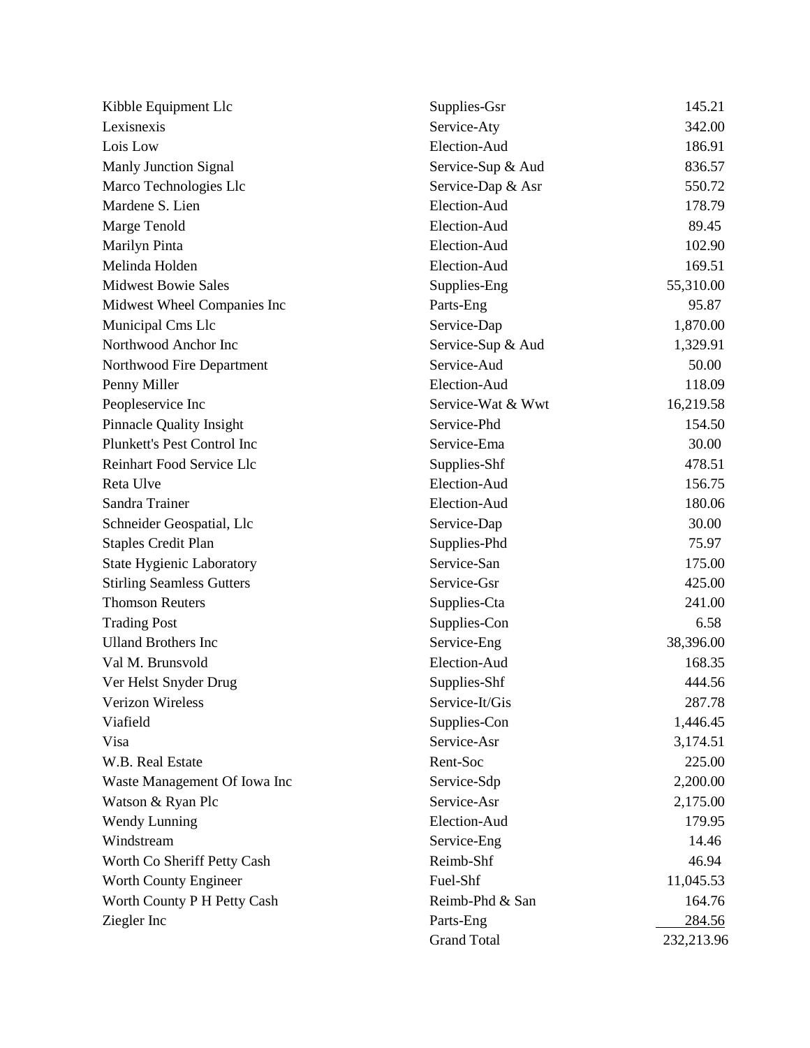| | | |
|---|---|---|
| Kibble Equipment Llc | Supplies-Gsr | 145.21 |
| Lexisnexis | Service-Aty | 342.00 |
| Lois Low | Election-Aud | 186.91 |
| Manly Junction Signal | Service-Sup & Aud | 836.57 |
| Marco Technologies Llc | Service-Dap & Asr | 550.72 |
| Mardene S. Lien | Election-Aud | 178.79 |
| Marge Tenold | Election-Aud | 89.45 |
| Marilyn Pinta | Election-Aud | 102.90 |
| Melinda Holden | Election-Aud | 169.51 |
| Midwest Bowie Sales | Supplies-Eng | 55,310.00 |
| Midwest Wheel Companies Inc | Parts-Eng | 95.87 |
| Municipal Cms Llc | Service-Dap | 1,870.00 |
| Northwood Anchor Inc | Service-Sup & Aud | 1,329.91 |
| Northwood Fire Department | Service-Aud | 50.00 |
| Penny Miller | Election-Aud | 118.09 |
| Peopleservice Inc | Service-Wat & Wwt | 16,219.58 |
| Pinnacle Quality Insight | Service-Phd | 154.50 |
| Plunkett's Pest Control Inc | Service-Ema | 30.00 |
| Reinhart Food Service Llc | Supplies-Shf | 478.51 |
| Reta Ulve | Election-Aud | 156.75 |
| Sandra Trainer | Election-Aud | 180.06 |
| Schneider Geospatial, Llc | Service-Dap | 30.00 |
| Staples Credit Plan | Supplies-Phd | 75.97 |
| State Hygienic Laboratory | Service-San | 175.00 |
| Stirling Seamless Gutters | Service-Gsr | 425.00 |
| Thomson Reuters | Supplies-Cta | 241.00 |
| Trading Post | Supplies-Con | 6.58 |
| Ulland Brothers Inc | Service-Eng | 38,396.00 |
| Val M. Brunsvold | Election-Aud | 168.35 |
| Ver Helst Snyder Drug | Supplies-Shf | 444.56 |
| Verizon Wireless | Service-It/Gis | 287.78 |
| Viafield | Supplies-Con | 1,446.45 |
| Visa | Service-Asr | 3,174.51 |
| W.B. Real Estate | Rent-Soc | 225.00 |
| Waste Management Of Iowa Inc | Service-Sdp | 2,200.00 |
| Watson & Ryan Plc | Service-Asr | 2,175.00 |
| Wendy Lunning | Election-Aud | 179.95 |
| Windstream | Service-Eng | 14.46 |
| Worth Co Sheriff Petty Cash | Reimb-Shf | 46.94 |
| Worth County Engineer | Fuel-Shf | 11,045.53 |
| Worth County P H Petty Cash | Reimb-Phd & San | 164.76 |
| Ziegler Inc | Parts-Eng | 284.56 |
| | Grand Total | 232,213.96 |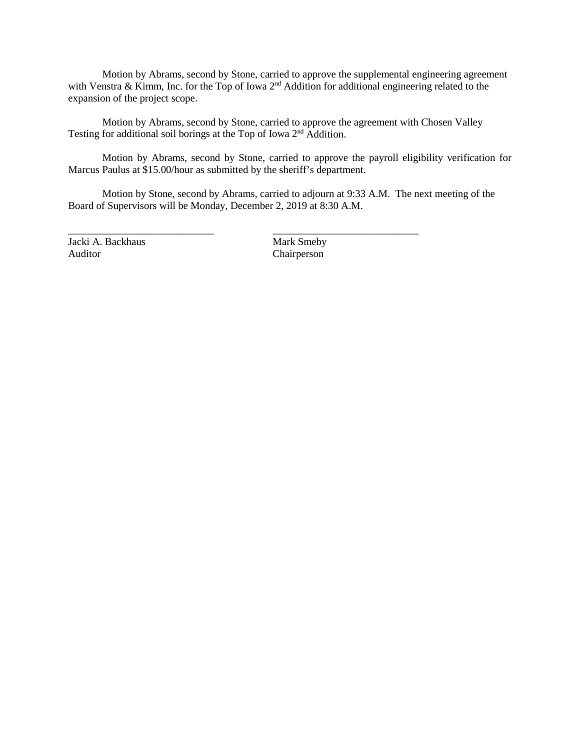Motion by Abrams, second by Stone, carried to approve the supplemental engineering agreement with Venstra & Kimm, Inc. for the Top of Iowa 2nd Addition for additional engineering related to the expansion of the project scope.

Motion by Abrams, second by Stone, carried to approve the agreement with Chosen Valley Testing for additional soil borings at the Top of Iowa 2nd Addition.

Motion by Abrams, second by Stone, carried to approve the payroll eligibility verification for Marcus Paulus at $15.00/hour as submitted by the sheriff's department.

Motion by Stone, second by Abrams, carried to adjourn at 9:33 A.M. The next meeting of the Board of Supervisors will be Monday, December 2, 2019 at 8:30 A.M.

| | |
|---|---|
| ____________________________ | ____________________________ |
| Jacki A. Backhaus | Mark Smeby |
| Auditor | Chairperson |